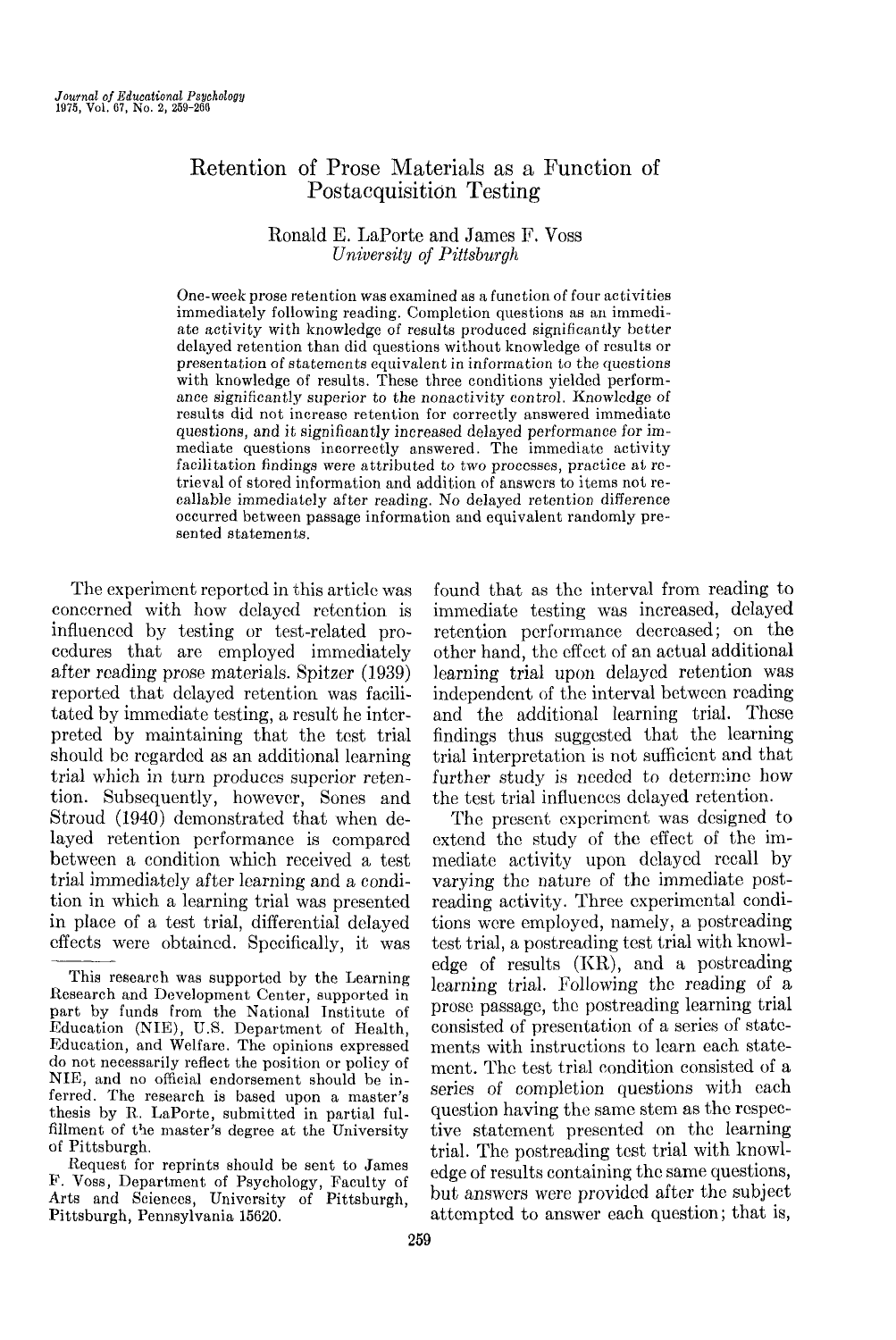# Retention of Prose Materials as a Function of Postacquisition Testing

Ronald E. LaPorte and James F. Voss
*University of Pittsburgh*

One-week prose retention was examined as a function of four activities immediately following reading. Completion questions as an immediate activity with knowledge of results produced significantly better delayed retention than did questions without knowledge of results or presentation of statements equivalent in information to the questions with knowledge of results. These three conditions yielded performance significantly superior to the nonactivity control. Knowledge of results did not increase retention for correctly answered immediate questions, and it significantly increased delayed performance for immediate questions incorrectly answered. The immediate activity facilitation findings were attributed to two processes, practice at retrieval of stored information and addition of answers to items not recallable immediately after reading. No delayed retention difference occurred between passage information and equivalent randomly presented statements.

The experiment reported in this article was concerned with how delayed retention is influenced by testing or test-related procedures that are employed immediately after reading prose materials. Spitzer (1939) reported that delayed retention was facilitated by immediate testing, a result he interpreted by maintaining that the test trial should be regarded as an additional learning trial which in turn produces superior retention. Subsequently, however, Sones and Stroud (1940) demonstrated that when delayed retention performance is compared between a condition which received a test trial immediately after learning and a condition in which a learning trial was presented in place of a test trial, differential delayed effects were obtained. Specifically, it was found that as the interval from reading to immediate testing was increased, delayed retention performance decreased; on the other hand, the effect of an actual additional learning trial upon delayed retention was independent of the interval between reading and the additional learning trial. These findings thus suggested that the learning trial interpretation is not sufficient and that further study is needed to determine how the test trial influences delayed retention.

The present experiment was designed to extend the study of the effect of the immediate activity upon delayed recall by varying the nature of the immediate postreading activity. Three experimental conditions were employed, namely, a postreading test trial, a postreading test trial with knowledge of results (KR), and a postreading learning trial. Following the reading of a prose passage, the postreading learning trial consisted of presentation of a series of statements with instructions to learn each statement. The test trial condition consisted of a series of completion questions with each question having the same stem as the respective statement presented on the learning trial. The postreading test trial with knowledge of results containing the same questions, but answers were provided after the subject attempted to answer each question; that is,

This research was supported by the Learning Research and Development Center, supported in part by funds from the National Institute of Education (NIE), U.S. Department of Health, Education, and Welfare. The opinions expressed do not necessarily reflect the position or policy of NIE, and no official endorsement should be inferred. The research is based upon a master's thesis by R. LaPorte, submitted in partial fulfillment of the master's degree at the University of Pittsburgh.

Request for reprints should be sent to James F. Voss, Department of Psychology, Faculty of Arts and Sciences, University of Pittsburgh, Pittsburgh, Pennsylvania 15620.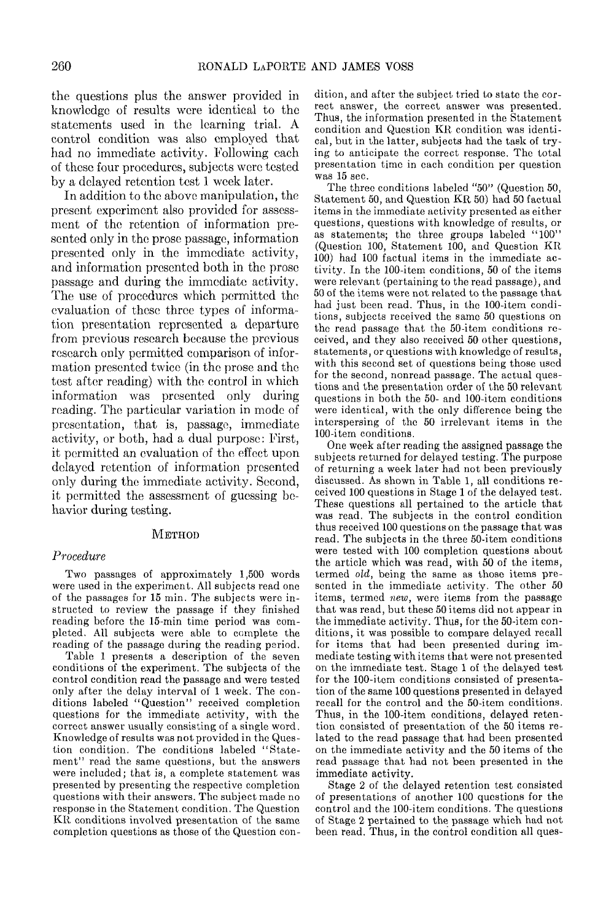the questions plus the answer provided in knowledge of results were identical to the statements used in the learning trial. A control condition was also employed that had no immediate activity. Following each of these four procedures, subjects were tested by a delayed retention test 1 week later.

In addition to the above manipulation, the present experiment also provided for assessment of the retention of information presented only in the prose passage, information presented only in the immediate activity, and information presented both in the prose passage and during the immediate activity. The use of procedures which permitted the evaluation of these three types of information presentation represented a departure from previous research because the previous research only permitted comparison of information presented twice (in the prose and the test after reading) with the control in which information was presented only during reading. The particular variation in mode of presentation, that is, passage, immediate activity, or both, had a dual purpose: First, it permitted an evaluation of the effect upon delayed retention of information presented only during the immediate activity. Second, it permitted the assessment of guessing behavior during testing.

## Method

### *Procedure*

Two passages of approximately 1,500 words were used in the experiment. All subjects read one of the passages for 15 min. The subjects were instructed to review the passage if they finished reading before the 15-min time period was completed. All subjects were able to complete the reading of the passage during the reading period.

Table 1 presents a description of the seven conditions of the experiment. The subjects of the control condition read the passage and were tested only after the delay interval of 1 week. The conditions labeled "Question" received completion questions for the immediate activity, with the correct answer usually consisting of a single word. Knowledge of results was not provided in the Question condition. The conditions labeled "Statement" read the same questions, but the answers were included; that is, a complete statement was presented by presenting the respective completion questions with their answers. The subject made no response in the Statement condition. The Question KR conditions involved presentation of the same completion questions as those of the Question condition, and after the subject tried to state the correct answer, the correct answer was presented. Thus, the information presented in the Statement condition and Question KR condition was identical, but in the latter, subjects had the task of trying to anticipate the correct response. The total presentation time in each condition per question was 15 sec.

The three conditions labeled "50" (Question 50, Statement 50, and Question KR 50) had 50 factual items in the immediate activity presented as either questions, questions with knowledge of results, or as statements; the three groups labeled "100" (Question 100, Statement 100, and Question KR 100) had 100 factual items in the immediate activity. In the 100-item conditions, 50 of the items were relevant (pertaining to the read passage), and 50 of the items were not related to the passage that had just been read. Thus, in the 100-item conditions, subjects received the same 50 questions on the read passage that the 50-item conditions received, and they also received 50 other questions, statements, or questions with knowledge of results, with this second set of questions being those used for the second, nonread passage. The actual questions and the presentation order of the 50 relevant questions in both the 50- and 100-item conditions were identical, with the only difference being the interspersing of the 50 irrelevant items in the 100-item conditions.

One week after reading the assigned passage the subjects returned for delayed testing. The purpose of returning a week later had not been previously discussed. As shown in Table 1, all conditions received 100 questions in Stage 1 of the delayed test. These questions all pertained to the article that was read. The subjects in the control condition thus received 100 questions on the passage that was read. The subjects in the three 50-item conditions were tested with 100 completion questions about the article which was read, with 50 of the items, termed *old*, being the same as those items presented in the immediate activity. The other 50 items, termed *new*, were items from the passage that was read, but these 50 items did not appear in the immediate activity. Thus, for the 50-item conditions, it was possible to compare delayed recall for items that had been presented during immediate testing with items that were not presented on the immediate test. Stage 1 of the delayed test for the 100-item conditions consisted of presentation of the same 100 questions presented in delayed recall for the control and the 50-item conditions. Thus, in the 100-item conditions, delayed retention consisted of presentation of the 50 items related to the read passage that had been presented on the immediate activity and the 50 items of the read passage that had not been presented in the immediate activity.

Stage 2 of the delayed retention test consisted of presentations of another 100 questions for the control and the 100-item conditions. The questions of Stage 2 pertained to the passage which had not been read. Thus, in the control condition all ques-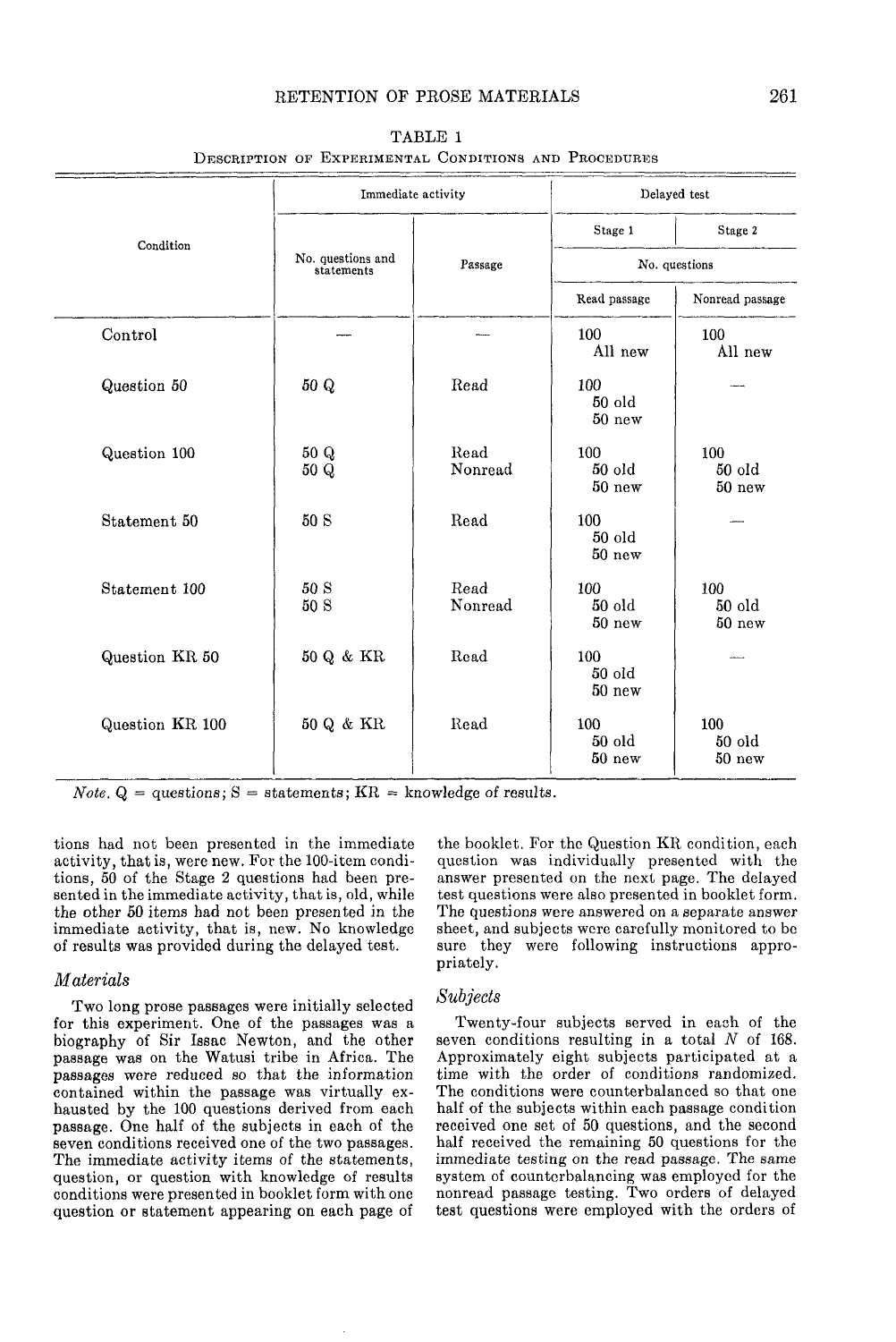TABLE 1

Description of Experimental Conditions and Procedures

| Condition | Immediate activity | | Delayed test | |
|---|---|---|---|---|
| | | | Stage 1 | Stage 2 |
| | No. questions and statements | Passage | No. questions | |
| | | | Read passage | Nonread passage |
| Control | — | — | 100 All new | 100 All new |
| Question 50 | 50 Q | Read | 100 50 old 50 new | — |
| Question 100 | 50 Q 50 Q | Read Nonread | 100 50 old 50 new | 100 50 old 50 new |
| Statement 50 | 50 S | Read | 100 50 old 50 new | — |
| Statement 100 | 50 S 50 S | Read Nonread | 100 50 old 50 new | 100 50 old 50 new |
| Question KR 50 | 50 Q & KR | Read | 100 50 old 50 new | — |
| Question KR 100 | 50 Q & KR | Read | 100 50 old 50 new | 100 50 old 50 new |

*Note.* Q = questions; S = statements; KR = knowledge of results.

tions had not been presented in the immediate activity, that is, were new. For the 100-item conditions, 50 of the Stage 2 questions had been presented in the immediate activity, that is, old, while the other 50 items had not been presented in the immediate activity, that is, new. No knowledge of results was provided during the delayed test.

### *Materials*

Two long prose passages were initially selected for this experiment. One of the passages was a biography of Sir Issac Newton, and the other passage was on the Watusi tribe in Africa. The passages were reduced so that the information contained within the passage was virtually exhausted by the 100 questions derived from each passage. One half of the subjects in each of the seven conditions received one of the two passages. The immediate activity items of the statements, question, or question with knowledge of results conditions were presented in booklet form with one question or statement appearing on each page of the booklet. For the Question KR condition, each question was individually presented with the answer presented on the next page. The delayed test questions were also presented in booklet form. The questions were answered on a separate answer sheet, and subjects were carefully monitored to be sure they were following instructions appropriately.

### *Subjects*

Twenty-four subjects served in each of the seven conditions resulting in a total *N* of 168. Approximately eight subjects participated at a time with the order of conditions randomized. The conditions were counterbalanced so that one half of the subjects within each passage condition received one set of 50 questions, and the second half received the remaining 50 questions for the immediate testing on the read passage. The same system of counterbalancing was employed for the nonread passage testing. Two orders of delayed test questions were employed with the orders of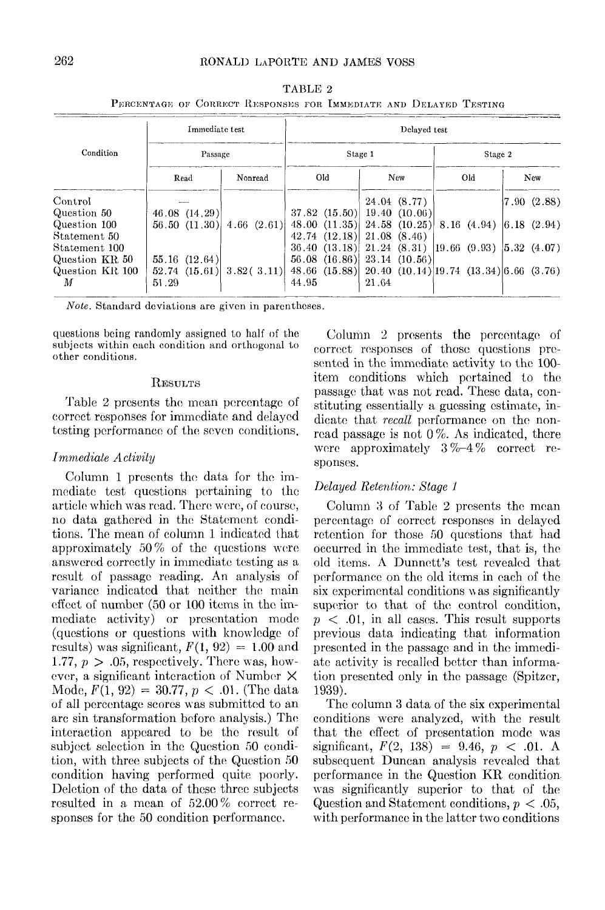TABLE 2

Percentage of Correct Responses for Immediate and Delayed Testing

| Condition | Immediate test | | Delayed test | | | |
|---|---|---|---|---|---|---|
| | Passage | | Stage 1 | | Stage 2 | |
| | Read | Nonread | Old | New | Old | New |
| Control | — | | | 24.04 (8.77) | | 7.90 (2.88) |
| Question 50 | 46.08 (14.29) | | 37.82 (15.50) | 19.40 (10.06) | | |
| Question 100 | 56.50 (11.30) | 4.66 (2.61) | 48.00 (11.35) | 24.58 (10.25) | 8.16 (4.94) | 6.18 (2.94) |
| Statement 50 | | | 42.74 (12.18) | 21.08 (8.46) | | |
| Statement 100 | | | 36.40 (13.18) | 21.24 (8.31) | 19.66 (9.93) | 5.32 (4.07) |
| Question KR 50 | 55.16 (12.64) | | 56.08 (16.86) | 23.14 (10.56) | | |
| Question KR 100 | 52.74 (15.61) | 3.82 (3.11) | 48.66 (15.88) | 20.40 (10.14) | 19.74 (13.34) | 6.66 (3.76) |
| *M* | 51.29 | | 44.95 | 21.64 | | |

*Note.* Standard deviations are given in parentheses.

questions being randomly assigned to half of the subjects within each condition and orthogonal to other conditions.

## Results

Table 2 presents the mean percentage of correct responses for immediate and delayed testing performance of the seven conditions.

### *Immediate Activity*

Column 1 presents the data for the immediate test questions pertaining to the article which was read. There were, of course, no data gathered in the Statement conditions. The mean of column 1 indicated that approximately 50% of the questions were answered correctly in immediate testing as a result of passage reading. An analysis of variance indicated that neither the main effect of number (50 or 100 items in the immediate activity) or presentation mode (questions or questions with knowledge of results) was significant, $F(1, 92) = 1.00$ and 1.77, $p > .05$, respectively. There was, however, a significant interaction of Number × Mode, $F(1, 92) = 30.77$, $p < .01$. (The data of all percentage scores was submitted to an arc sin transformation before analysis.) The interaction appeared to be the result of subject selection in the Question 50 condition, with three subjects of the Question 50 condition having performed quite poorly. Deletion of the data of these three subjects resulted in a mean of 52.00% correct responses for the 50 condition performance.

Column 2 presents the percentage of correct responses of those questions presented in the immediate activity to the 100-item conditions which pertained to the passage that was not read. These data, constituting essentially a guessing estimate, indicate that *recall* performance on the nonread passage is not 0%. As indicated, there were approximately 3%–4% correct responses.

### *Delayed Retention: Stage 1*

Column 3 of Table 2 presents the mean percentage of correct responses in delayed retention for those 50 questions that had occurred in the immediate test, that is, the old items. A Dunnett's test revealed that performance on the old items in each of the six experimental conditions was significantly superior to that of the control condition, $p < .01$, in all cases. This result supports previous data indicating that information presented in the passage and in the immediate activity is recalled better than information presented only in the passage (Spitzer, 1939).

The column 3 data of the six experimental conditions were analyzed, with the result that the effect of presentation mode was significant, $F(2, 138) = 9.46$, $p < .01$. A subsequent Duncan analysis revealed that performance in the Question KR condition was significantly superior to that of the Question and Statement conditions, $p < .05$, with performance in the latter two conditions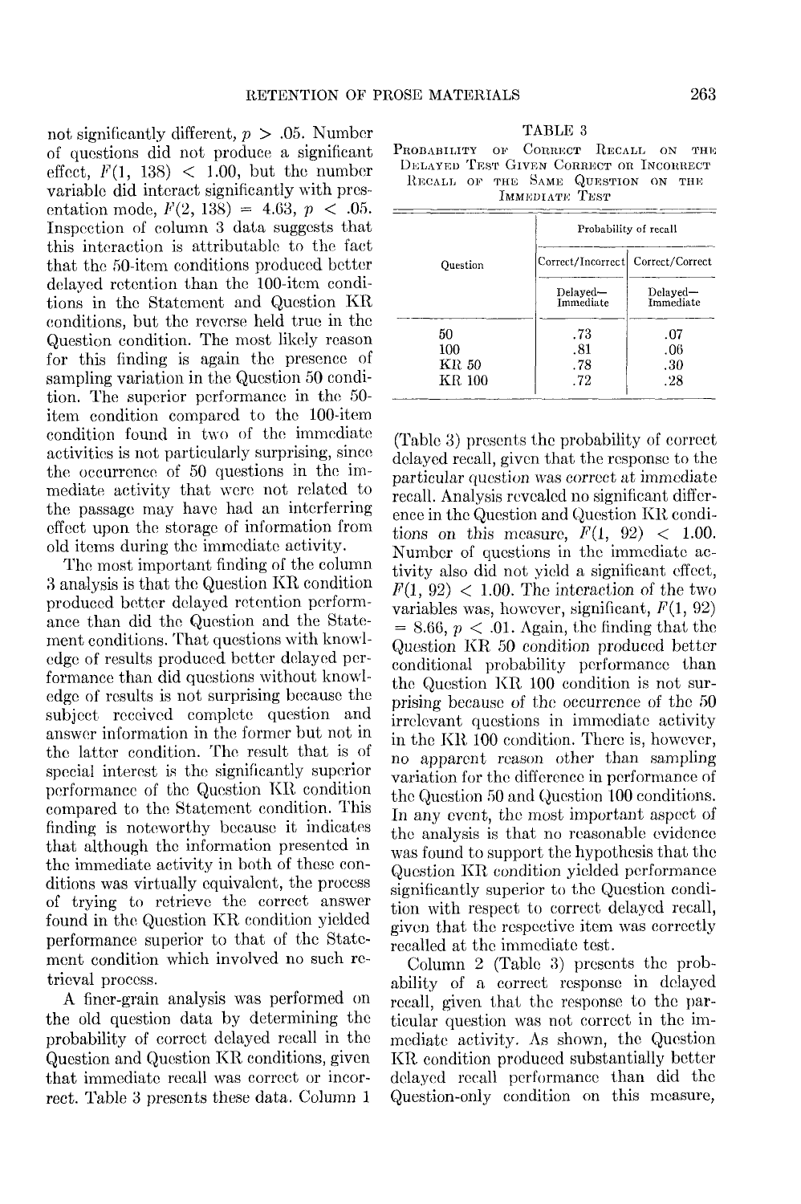not significantly different, $p > .05$. Number of questions did not produce a significant effect, $F(1, 138) < 1.00$, but the number variable did interact significantly with presentation mode, $F(2, 138) = 4.63$, $p < .05$. Inspection of column 3 data suggests that this interaction is attributable to the fact that the 50-item conditions produced better delayed retention than the 100-item conditions in the Statement and Question KR conditions, but the reverse held true in the Question condition. The most likely reason for this finding is again the presence of sampling variation in the Question 50 condition. The superior performance in the 50-item condition compared to the 100-item condition found in two of the immediate activities is not particularly surprising, since the occurrence of 50 questions in the immediate activity that were not related to the passage may have had an interfering effect upon the storage of information from old items during the immediate activity.

The most important finding of the column 3 analysis is that the Question KR condition produced better delayed retention performance than did the Question and the Statement conditions. That questions with knowledge of results produced better delayed performance than did questions without knowledge of results is not surprising because the subject received complete question and answer information in the former but not in the latter condition. The result that is of special interest is the significantly superior performance of the Question KR condition compared to the Statement condition. This finding is noteworthy because it indicates that although the information presented in the immediate activity in both of these conditions was virtually equivalent, the process of trying to retrieve the correct answer found in the Question KR condition yielded performance superior to that of the Statement condition which involved no such retrieval process.

A finer-grain analysis was performed on the old question data by determining the probability of correct delayed recall in the Question and Question KR conditions, given that immediate recall was correct or incorrect. Table 3 presents these data. Column 1 (Table 3) presents the probability of correct delayed recall, given that the response to the particular question was correct at immediate recall. Analysis revealed no significant difference in the Question and Question KR conditions on this measure, $F(1, 92) < 1.00$. Number of questions in the immediate activity also did not yield a significant effect, $F(1, 92) < 1.00$. The interaction of the two variables was, however, significant, $F(1, 92) = 8.66$, $p < .01$. Again, the finding that the Question KR 50 condition produced better conditional probability performance than the Question KR 100 condition is not surprising because of the occurrence of the 50 irrelevant questions in immediate activity in the KR 100 condition. There is, however, no apparent reason other than sampling variation for the difference in performance of the Question 50 and Question 100 conditions. In any event, the most important aspect of the analysis is that no reasonable evidence was found to support the hypothesis that the Question KR condition yielded performance significantly superior to the Question condition with respect to correct delayed recall, given that the respective item was correctly recalled at the immediate test.

Column 2 (Table 3) presents the probability of a correct response in delayed recall, given that the response to the particular question was not correct in the immediate activity. As shown, the Question KR condition produced substantially better delayed recall performance than did the Question-only condition on this measure,

TABLE 3

Probability of Correct Recall on the Delayed Test Given Correct or Incorrect Recall of the Same Question on the Immediate Test

| Question | Probability of recall | |
|---|---|---|
| | Correct/Incorrect | Correct/Correct |
| | Delayed—Immediate | Delayed—Immediate |
| 50 | .73 | .07 |
| 100 | .81 | .06 |
| KR 50 | .78 | .30 |
| KR 100 | .72 | .28 |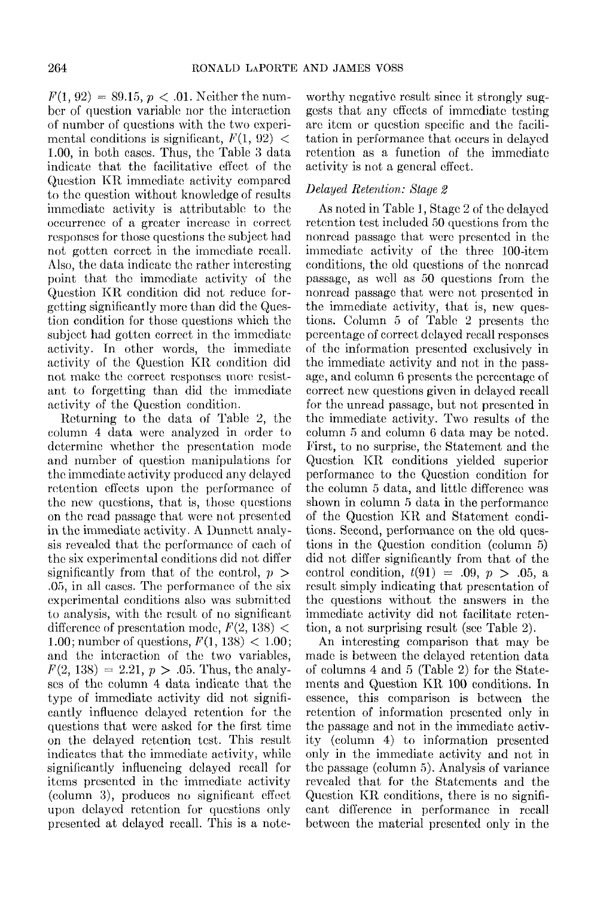$F(1, 92) = 89.15$, $p < .01$. Neither the number of question variable nor the interaction of number of questions with the two experimental conditions is significant, $F(1, 92) < 1.00$, in both cases. Thus, the Table 3 data indicate that the facilitative effect of the Question KR immediate activity compared to the question without knowledge of results immediate activity is attributable to the occurrence of a greater increase in correct responses for those questions the subject had not gotten correct in the immediate recall. Also, the data indicate the rather interesting point that the immediate activity of the Question KR condition did not reduce forgetting significantly more than did the Question condition for those questions which the subject had gotten correct in the immediate activity. In other words, the immediate activity of the Question KR condition did not make the correct responses more resistant to forgetting than did the immediate activity of the Question condition.

Returning to the data of Table 2, the column 4 data were analyzed in order to determine whether the presentation mode and number of question manipulations for the immediate activity produced any delayed retention effects upon the performance of the new questions, that is, those questions on the read passage that were not presented in the immediate activity. A Dunnett analysis revealed that the performance of each of the six experimental conditions did not differ significantly from that of the control, $p > .05$, in all cases. The performance of the six experimental conditions also was submitted to analysis, with the result of no significant difference of presentation mode, $F(2, 138) < 1.00$; number of questions, $F(1, 138) < 1.00$; and the interaction of the two variables, $F(2, 138) = 2.21$, $p > .05$. Thus, the analyses of the column 4 data indicate that the type of immediate activity did not significantly influence delayed retention for the questions that were asked for the first time on the delayed retention test. This result indicates that the immediate activity, while significantly influencing delayed recall for items presented in the immediate activity (column 3), produces no significant effect upon delayed retention for questions only presented at delayed recall. This is a noteworthy negative result since it strongly suggests that any effects of immediate testing are item or question specific and the facilitation in performance that occurs in delayed retention as a function of the immediate activity is not a general effect.

### *Delayed Retention: Stage 2*

As noted in Table 1, Stage 2 of the delayed retention test included 50 questions from the nonread passage that were presented in the immediate activity of the three 100-item conditions, the old questions of the nonread passage, as well as 50 questions from the nonread passage that were not presented in the immediate activity, that is, new questions. Column 5 of Table 2 presents the percentage of correct delayed recall responses of the information presented exclusively in the immediate activity and not in the passage, and column 6 presents the percentage of correct new questions given in delayed recall for the unread passage, but not presented in the immediate activity. Two results of the column 5 and column 6 data may be noted. First, to no surprise, the Statement and the Question KR conditions yielded superior performance to the Question condition for the column 5 data, and little difference was shown in column 5 data in the performance of the Question KR and Statement conditions. Second, performance on the old questions in the Question condition (column 5) did not differ significantly from that of the control condition, $t(91) = .09$, $p > .05$, a result simply indicating that presentation of the questions without the answers in the immediate activity did not facilitate retention, a not surprising result (see Table 2).

An interesting comparison that may be made is between the delayed retention data of columns 4 and 5 (Table 2) for the Statements and Question KR 100 conditions. In essence, this comparison is between the retention of information presented only in the passage and not in the immediate activity (column 4) to information presented only in the immediate activity and not in the passage (column 5). Analysis of variance revealed that for the Statements and the Question KR conditions, there is no significant difference in performance in recall between the material presented only in the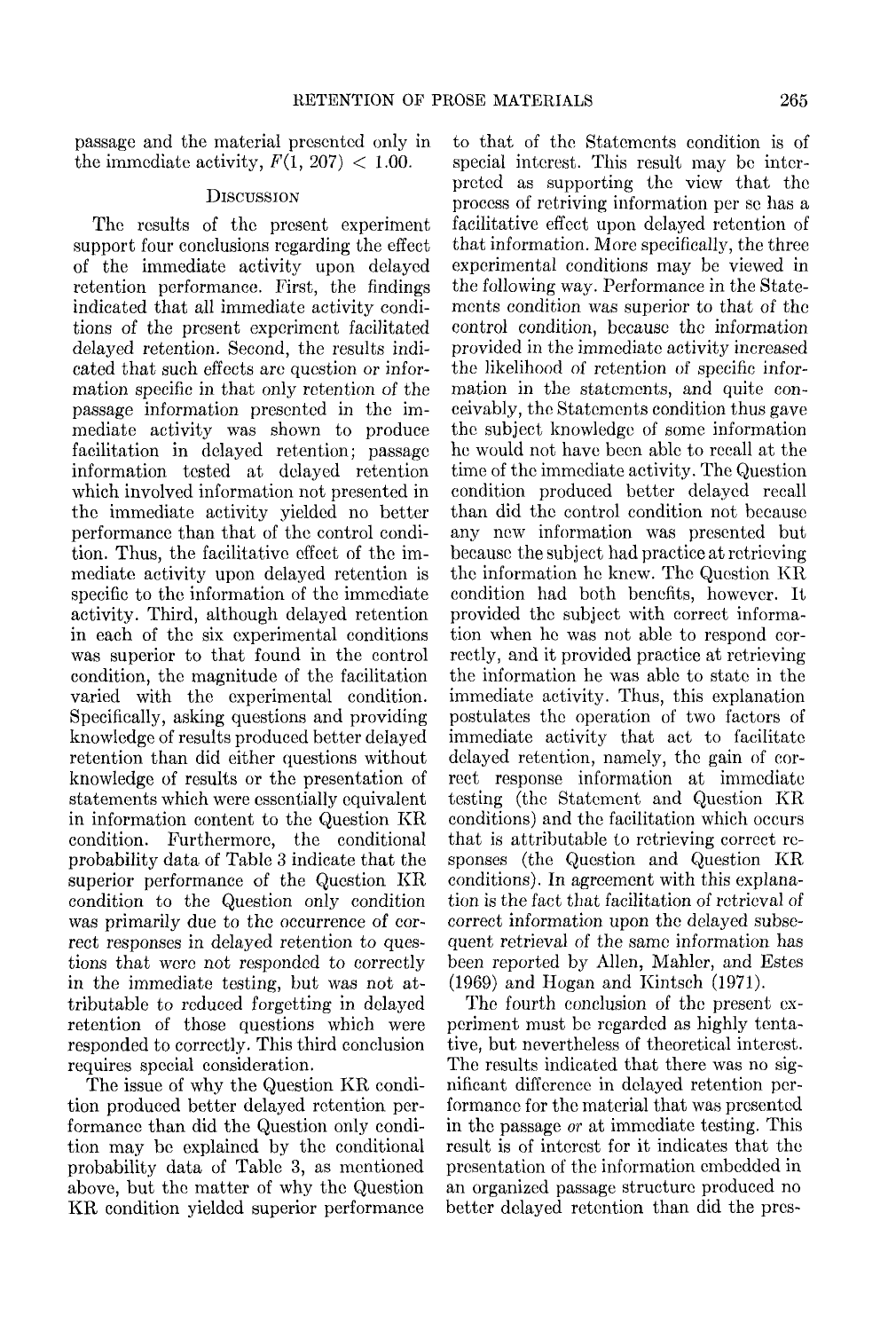passage and the material presented only in the immediate activity, $F(1, 207) < 1.00$.

## Discussion

The results of the present experiment support four conclusions regarding the effect of the immediate activity upon delayed retention performance. First, the findings indicated that all immediate activity conditions of the present experiment facilitated delayed retention. Second, the results indicated that such effects are question or information specific in that only retention of the passage information presented in the immediate activity was shown to produce facilitation in delayed retention; passage information tested at delayed retention which involved information not presented in the immediate activity yielded no better performance than that of the control condition. Thus, the facilitative effect of the immediate activity upon delayed retention is specific to the information of the immediate activity. Third, although delayed retention in each of the six experimental conditions was superior to that found in the control condition, the magnitude of the facilitation varied with the experimental condition. Specifically, asking questions and providing knowledge of results produced better delayed retention than did either questions without knowledge of results or the presentation of statements which were essentially equivalent in information content to the Question KR condition. Furthermore, the conditional probability data of Table 3 indicate that the superior performance of the Question KR condition to the Question only condition was primarily due to the occurrence of correct responses in delayed retention to questions that were not responded to correctly in the immediate testing, but was not attributable to reduced forgetting in delayed retention of those questions which were responded to correctly. This third conclusion requires special consideration.

The issue of why the Question KR condition produced better delayed retention performance than did the Question only condition may be explained by the conditional probability data of Table 3, as mentioned above, but the matter of why the Question KR condition yielded superior performance to that of the Statements condition is of special interest. This result may be interpreted as supporting the view that the process of retriving information per se has a facilitative effect upon delayed retention of that information. More specifically, the three experimental conditions may be viewed in the following way. Performance in the Statements condition was superior to that of the control condition, because the information provided in the immediate activity increased the likelihood of retention of specific information in the statements, and quite conceivably, the Statements condition thus gave the subject knowledge of some information he would not have been able to recall at the time of the immediate activity. The Question condition produced better delayed recall than did the control condition not because any new information was presented but because the subject had practice at retrieving the information he knew. The Question KR condition had both benefits, however. It provided the subject with correct information when he was not able to respond correctly, and it provided practice at retrieving the information he was able to state in the immediate activity. Thus, this explanation postulates the operation of two factors of immediate activity that act to facilitate delayed retention, namely, the gain of correct response information at immediate testing (the Statement and Question KR conditions) and the facilitation which occurs that is attributable to retrieving correct responses (the Question and Question KR conditions). In agreement with this explanation is the fact that facilitation of retrieval of correct information upon the delayed subsequent retrieval of the same information has been reported by Allen, Mahler, and Estes (1969) and Hogan and Kintsch (1971).

The fourth conclusion of the present experiment must be regarded as highly tentative, but nevertheless of theoretical interest. The results indicated that there was no significant difference in delayed retention performance for the material that was presented in the passage *or* at immediate testing. This result is of interest for it indicates that the presentation of the information embedded in an organized passage structure produced no better delayed retention than did the pres-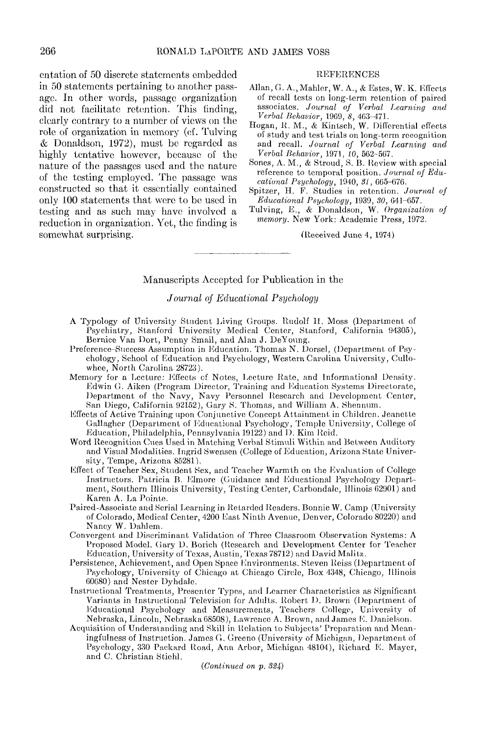entation of 50 discrete statements embedded in 50 statements pertaining to another passage. In other words, passage organization did not facilitate retention. This finding, clearly contrary to a number of views on the role of organization in memory (cf. Tulving & Donaldson, 1972), must be regarded as highly tentative however, because of the nature of the passages used and the nature of the testing employed. The passage was constructed so that it essentially contained only 100 statements that were to be used in testing and as such may have involved a reduction in organization. Yet, the finding is somewhat surprising.

## REFERENCES

Allan, G. A., Mahler, W. A., & Estes, W. K. Effects of recall tests on long-term retention of paired associates. *Journal of Verbal Learning and Verbal Behavior*, 1969, *8*, 463–471.

Hogan, R. M., & Kintsch, W. Differential effects of study and test trials on long-term recognition and recall. *Journal of Verbal Learning and Verbal Behavior*, 1971, *10*, 562–567.

Sones, A. M., & Stroud, S. B. Review with special reference to temporal position. *Journal of Educational Psychology*, 1940, *31*, 665–676.

Spitzer, H. F. Studies in retention. *Journal of Educational Psychology*, 1939, *30*, 641–657.

Tulving, E., & Donaldson, W. *Organization of memory*. New York: Academic Press, 1972.

(Received June 4, 1974)

---

## Manuscripts Accepted for Publication in the *Journal of Educational Psychology*

A Typology of University Student Living Groups. Rudolf H. Moss (Department of Psychiatry, Stanford University Medical Center, Stanford, California 94305), Bernice Van Dort, Penny Smail, and Alan J. DeYoung.

Preference–Success Assumption in Education. Thomas N. Dorsel, (Department of Psychology, School of Education and Psychology, Western Carolina University, Cullowhee, North Carolina 28723).

Memory for a Lecture: Effects of Notes, Lecture Rate, and Informational Density. Edwin G. Aiken (Program Director, Training and Education Systems Directorate, Department of the Navy, Navy Personnel Research and Development Center, San Diego, California 92152), Gary S. Thomas, and William A. Shennum.

Effects of Active Training upon Conjunctive Concept Attainment in Children. Jeanette Gallagher (Department of Educational Psychology, Temple University, College of Education, Philadelphia, Pennsylvania 19122) and D. Kim Reid.

Word Recognition Cues Used in Matching Verbal Stimuli Within and Between Auditory and Visual Modalities. Ingrid Swensen (College of Education, Arizona State University, Tempe, Arizona 85281).

Effect of Teacher Sex, Student Sex, and Teacher Warmth on the Evaluation of College Instructors. Patricia B. Elmore (Guidance and Educational Psychology Department, Southern Illinois University, Testing Center, Carbondale, Illinois 62901) and Karen A. La Pointe.

Paired-Associate and Serial Learning in Retarded Readers. Bonnie W. Camp (University of Colorado, Medical Center, 4200 East Ninth Avenue, Denver, Colorado 80220) and Nancy W. Dahlem.

Convergent and Discriminant Validation of Three Classroom Observation Systems: A Proposed Model. Gary D. Borich (Research and Development Center for Teacher Education, University of Texas, Austin, Texas 78712) and David Malitz.

Persistence, Achievement, and Open Space Environments. Steven Reiss (Department of Psychology, University of Chicago at Chicago Circle, Box 4348, Chicago, Illinois 60680) and Nester Dyhdalo.

Instructional Treatments, Presenter Types, and Learner Characteristics as Significant Variants in Instructional Television for Adults. Robert D. Brown (Department of Educational Psychology and Measurements, Teachers College, University of Nebraska, Lincoln, Nebraska 68508), Lawrence A. Brown, and James E. Danielson.

Acquisition of Understanding and Skill in Relation to Subjects' Preparation and Meaningfulness of Instruction. James G. Greeno (University of Michigan, Department of Psychology, 330 Packard Road, Ann Arbor, Michigan 48104), Richard E. Mayer, and C. Christian Stiehl.

*(Continued on p. 324)*